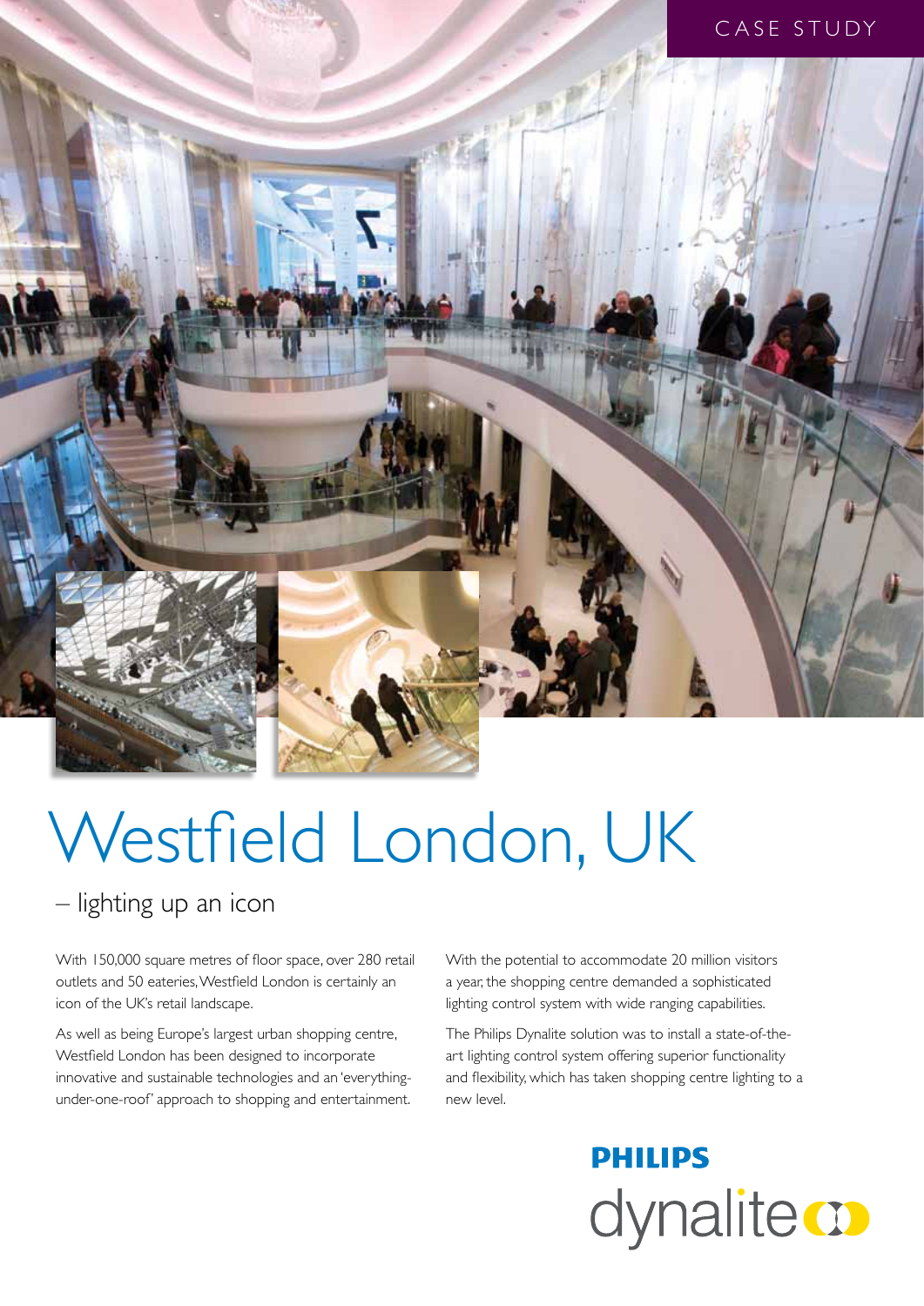CASE STUDY

# Westfield London, UK

## – lighting up an icon

With 150,000 square metres of floor space, over 280 retail outlets and 50 eateries, Westfield London is certainly an icon of the UK's retail landscape.

As well as being Europe's largest urban shopping centre, Westfield London has been designed to incorporate innovative and sustainable technologies and an 'everything-under-one-roof' approach to shopping and entertainment.

With the potential to accommodate 20 million visitors a year, the shopping centre demanded a sophisticated lighting control system with wide ranging capabilities.

The Philips Dynalite solution was to install a state-of-the-art lighting control system offering superior functionality and flexibility, which has taken shopping centre lighting to a new level.

PHILIPS dynalite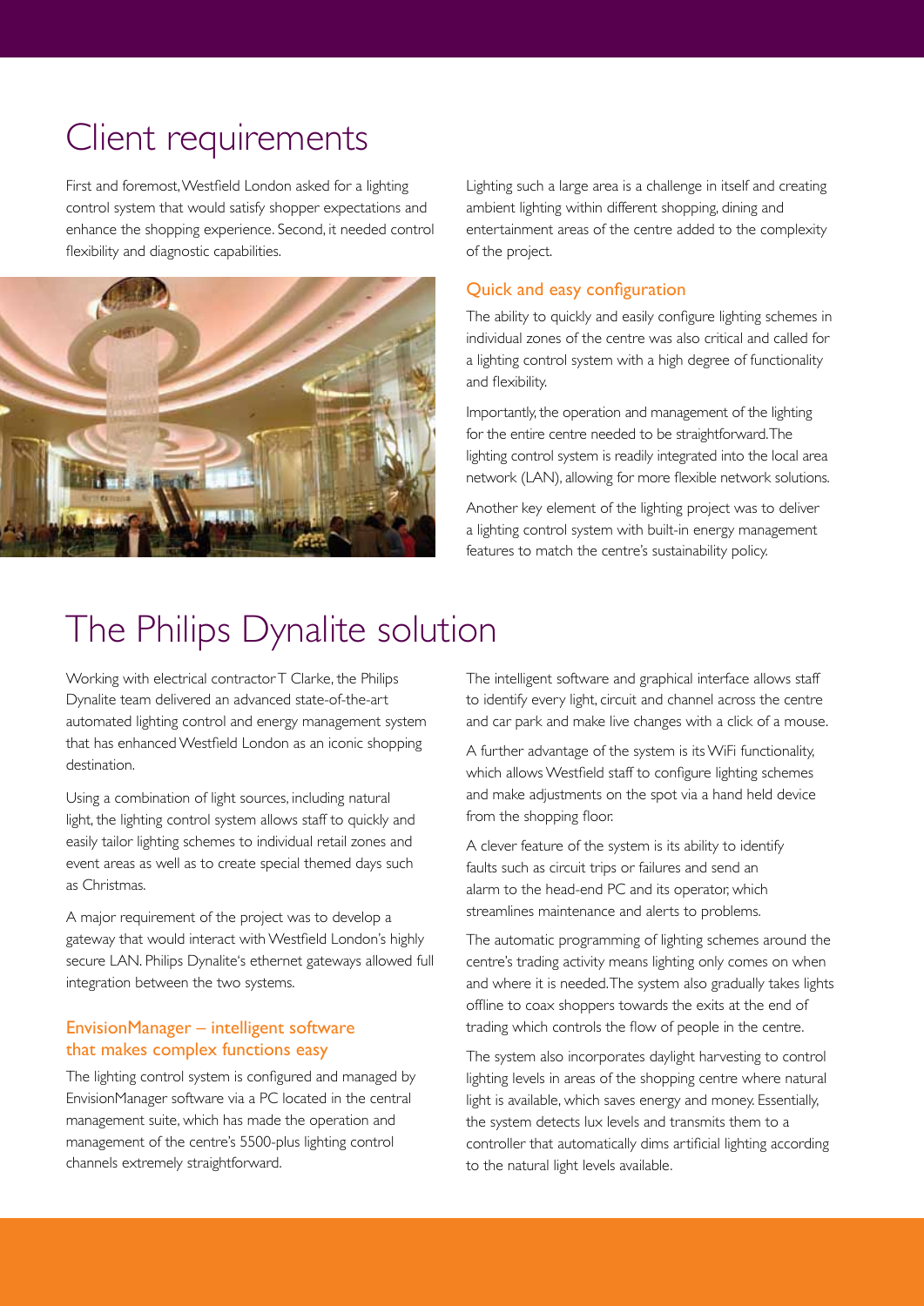# Client requirements

First and foremost, Westfield London asked for a lighting control system that would satisfy shopper expectations and enhance the shopping experience. Second, it needed control flexibility and diagnostic capabilities.

Lighting such a large area is a challenge in itself and creating ambient lighting within different shopping, dining and entertainment areas of the centre added to the complexity of the project.

### Quick and easy configuration

The ability to quickly and easily configure lighting schemes in individual zones of the centre was also critical and called for a lighting control system with a high degree of functionality and flexibility.

Importantly, the operation and management of the lighting for the entire centre needed to be straightforward. The lighting control system is readily integrated into the local area network (LAN), allowing for more flexible network solutions.

Another key element of the lighting project was to deliver a lighting control system with built-in energy management features to match the centre's sustainability policy.

# The Philips Dynalite solution

Working with electrical contractor T Clarke, the Philips Dynalite team delivered an advanced state-of-the-art automated lighting control and energy management system that has enhanced Westfield London as an iconic shopping destination.

Using a combination of light sources, including natural light, the lighting control system allows staff to quickly and easily tailor lighting schemes to individual retail zones and event areas as well as to create special themed days such as Christmas.

A major requirement of the project was to develop a gateway that would interact with Westfield London's highly secure LAN. Philips Dynalite's ethernet gateways allowed full integration between the two systems.

### EnvisionManager – intelligent software that makes complex functions easy

The lighting control system is configured and managed by EnvisionManager software via a PC located in the central management suite, which has made the operation and management of the centre's 5500-plus lighting control channels extremely straightforward.

The intelligent software and graphical interface allows staff to identify every light, circuit and channel across the centre and car park and make live changes with a click of a mouse.

A further advantage of the system is its WiFi functionality, which allows Westfield staff to configure lighting schemes and make adjustments on the spot via a hand held device from the shopping floor.

A clever feature of the system is its ability to identify faults such as circuit trips or failures and send an alarm to the head-end PC and its operator, which streamlines maintenance and alerts to problems.

The automatic programming of lighting schemes around the centre's trading activity means lighting only comes on when and where it is needed. The system also gradually takes lights offline to coax shoppers towards the exits at the end of trading which controls the flow of people in the centre.

The system also incorporates daylight harvesting to control lighting levels in areas of the shopping centre where natural light is available, which saves energy and money. Essentially, the system detects lux levels and transmits them to a controller that automatically dims artificial lighting according to the natural light levels available.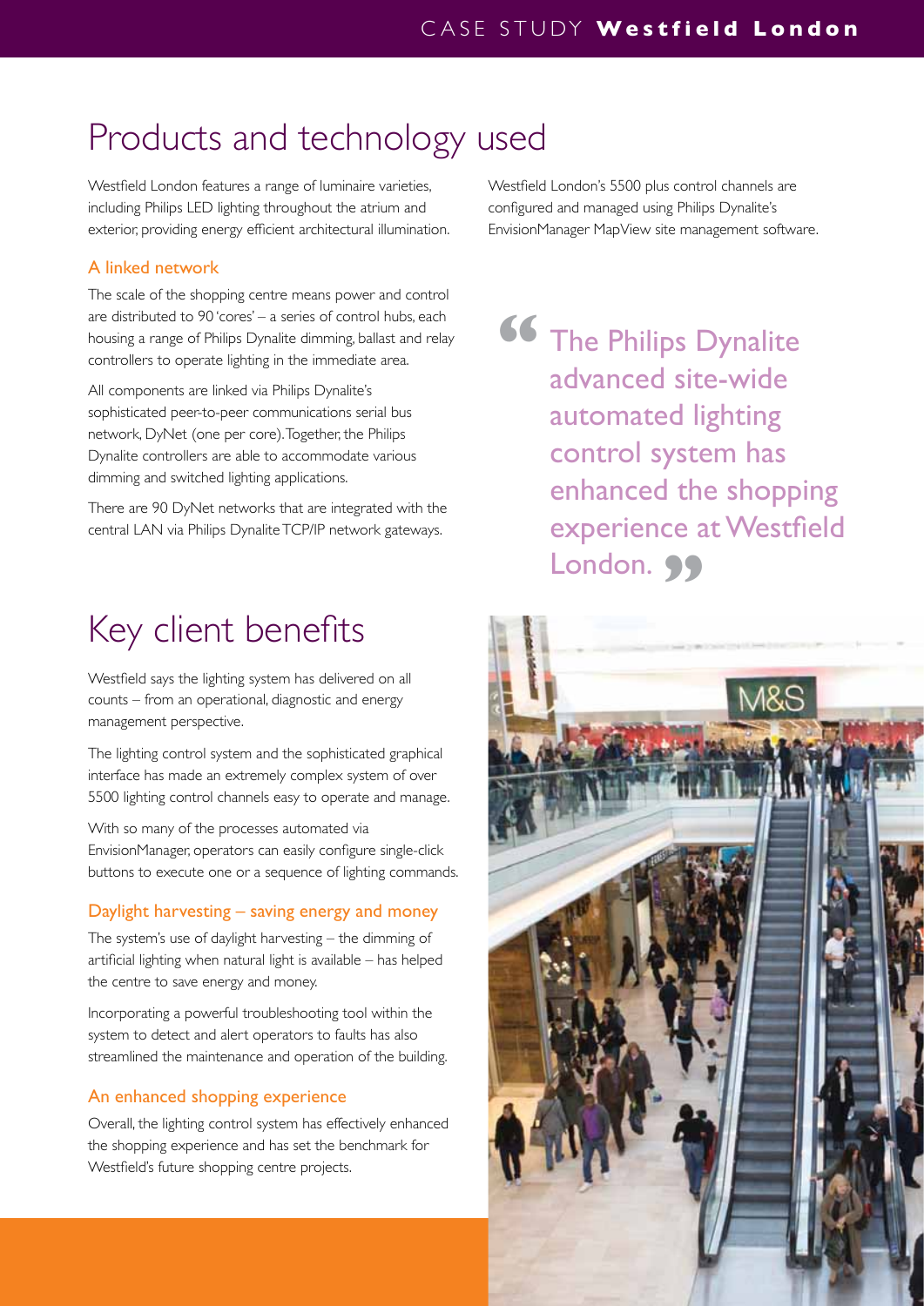# Products and technology used

Westfield London features a range of luminaire varieties, including Philips LED lighting throughout the atrium and exterior, providing energy efficient architectural illumination.

### A linked network

The scale of the shopping centre means power and control are distributed to 90 'cores' – a series of control hubs, each housing a range of Philips Dynalite dimming, ballast and relay controllers to operate lighting in the immediate area.

All components are linked via Philips Dynalite's sophisticated peer-to-peer communications serial bus network, DyNet (one per core). Together, the Philips Dynalite controllers are able to accommodate various dimming and switched lighting applications.

There are 90 DyNet networks that are integrated with the central LAN via Philips Dynalite TCP/IP network gateways.

Westfield London's 5500 plus control channels are configured and managed using Philips Dynalite's EnvisionManager MapView site management software.

> "The Philips Dynalite advanced site-wide automated lighting control system has enhanced the shopping experience at Westfield London."

# Key client benefits

Westfield says the lighting system has delivered on all counts – from an operational, diagnostic and energy management perspective.

The lighting control system and the sophisticated graphical interface has made an extremely complex system of over 5500 lighting control channels easy to operate and manage.

With so many of the processes automated via EnvisionManager, operators can easily configure single-click buttons to execute one or a sequence of lighting commands.

### Daylight harvesting – saving energy and money

The system's use of daylight harvesting – the dimming of artificial lighting when natural light is available – has helped the centre to save energy and money.

Incorporating a powerful troubleshooting tool within the system to detect and alert operators to faults has also streamlined the maintenance and operation of the building.

### An enhanced shopping experience

Overall, the lighting control system has effectively enhanced the shopping experience and has set the benchmark for Westfield's future shopping centre projects.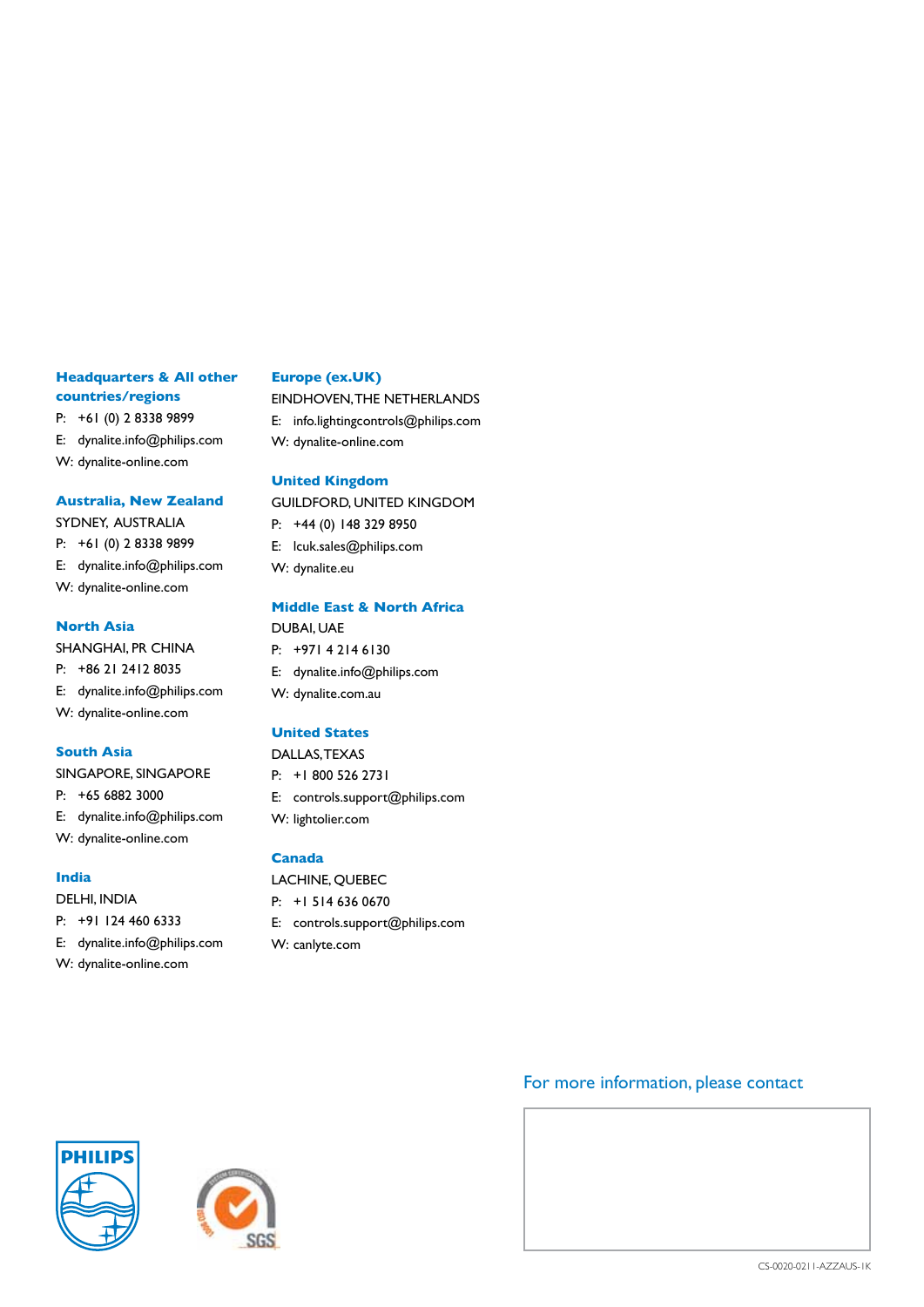### Headquarters & All other countries/regions

P: +61 (0) 2 8338 9899

E: dynalite.info@philips.com

W: dynalite-online.com

### Australia, New Zealand

SYDNEY, AUSTRALIA

P: +61 (0) 2 8338 9899

E: dynalite.info@philips.com

W: dynalite-online.com

### North Asia

SHANGHAI, PR CHINA

P: +86 21 2412 8035

E: dynalite.info@philips.com

W: dynalite-online.com

### South Asia

SINGAPORE, SINGAPORE

P: +65 6882 3000

E: dynalite.info@philips.com

W: dynalite-online.com

### India

DELHI, INDIA

P: +91 124 460 6333

E: dynalite.info@philips.com

W: dynalite-online.com

### Europe (ex.UK)

EINDHOVEN, THE NETHERLANDS

E: info.lightingcontrols@philips.com

W: dynalite-online.com

### United Kingdom

GUILDFORD, UNITED KINGDOM

P: +44 (0) 148 329 8950

E: lcuk.sales@philips.com

W: dynalite.eu

### Middle East & North Africa

DUBAI, UAE

P: +971 4 214 6130

E: dynalite.info@philips.com

W: dynalite.com.au

### United States

DALLAS, TEXAS

P: +1 800 526 2731

E: controls.support@philips.com

W: lightolier.com

### Canada

LACHINE, QUEBEC

P: +1 514 636 0670

E: controls.support@philips.com

W: canlyte.com

For more information, please contact

CS-0020-0211-AZZAUS-1K